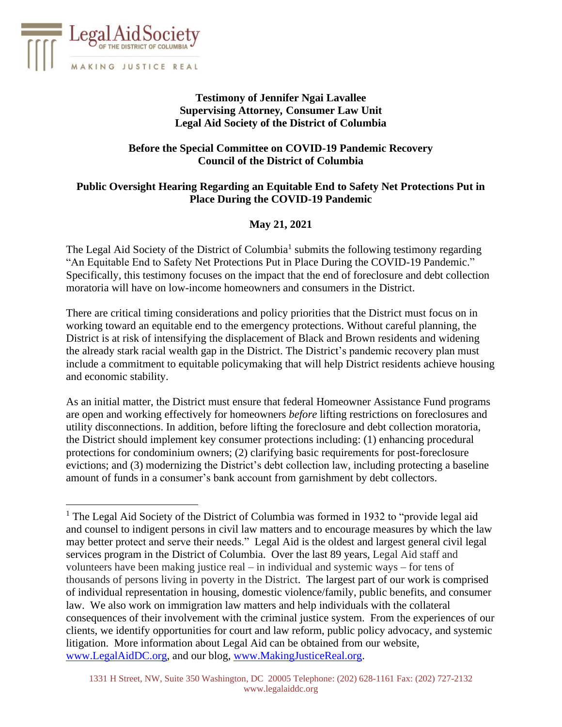Legal Aid Society OF THE DISTRICT OF COLUMBIA

MAKING JUSTICE REAL

**Testimony of Jennifer Ngai Lavallee**
**Supervising Attorney, Consumer Law Unit**
**Legal Aid Society of the District of Columbia**

**Before the Special Committee on COVID-19 Pandemic Recovery**
**Council of the District of Columbia**

**Public Oversight Hearing Regarding an Equitable End to Safety Net Protections Put in Place During the COVID-19 Pandemic**

**May 21, 2021**

The Legal Aid Society of the District of Columbia[1] submits the following testimony regarding "An Equitable End to Safety Net Protections Put in Place During the COVID-19 Pandemic." Specifically, this testimony focuses on the impact that the end of foreclosure and debt collection moratoria will have on low-income homeowners and consumers in the District.

There are critical timing considerations and policy priorities that the District must focus on in working toward an equitable end to the emergency protections. Without careful planning, the District is at risk of intensifying the displacement of Black and Brown residents and widening the already stark racial wealth gap in the District. The District's pandemic recovery plan must include a commitment to equitable policymaking that will help District residents achieve housing and economic stability.

As an initial matter, the District must ensure that federal Homeowner Assistance Fund programs are open and working effectively for homeowners *before* lifting restrictions on foreclosures and utility disconnections. In addition, before lifting the foreclosure and debt collection moratoria, the District should implement key consumer protections including: (1) enhancing procedural protections for condominium owners; (2) clarifying basic requirements for post-foreclosure evictions; and (3) modernizing the District's debt collection law, including protecting a baseline amount of funds in a consumer's bank account from garnishment by debt collectors.

---

[1] The Legal Aid Society of the District of Columbia was formed in 1932 to "provide legal aid and counsel to indigent persons in civil law matters and to encourage measures by which the law may better protect and serve their needs." Legal Aid is the oldest and largest general civil legal services program in the District of Columbia. Over the last 89 years, Legal Aid staff and volunteers have been making justice real – in individual and systemic ways – for tens of thousands of persons living in poverty in the District. The largest part of our work is comprised of individual representation in housing, domestic violence/family, public benefits, and consumer law. We also work on immigration law matters and help individuals with the collateral consequences of their involvement with the criminal justice system. From the experiences of our clients, we identify opportunities for court and law reform, public policy advocacy, and systemic litigation. More information about Legal Aid can be obtained from our website, www.LegalAidDC.org, and our blog, www.MakingJusticeReal.org.

1331 H Street, NW, Suite 350 Washington, DC 20005 Telephone: (202) 628-1161 Fax: (202) 727-2132
www.legalaiddc.org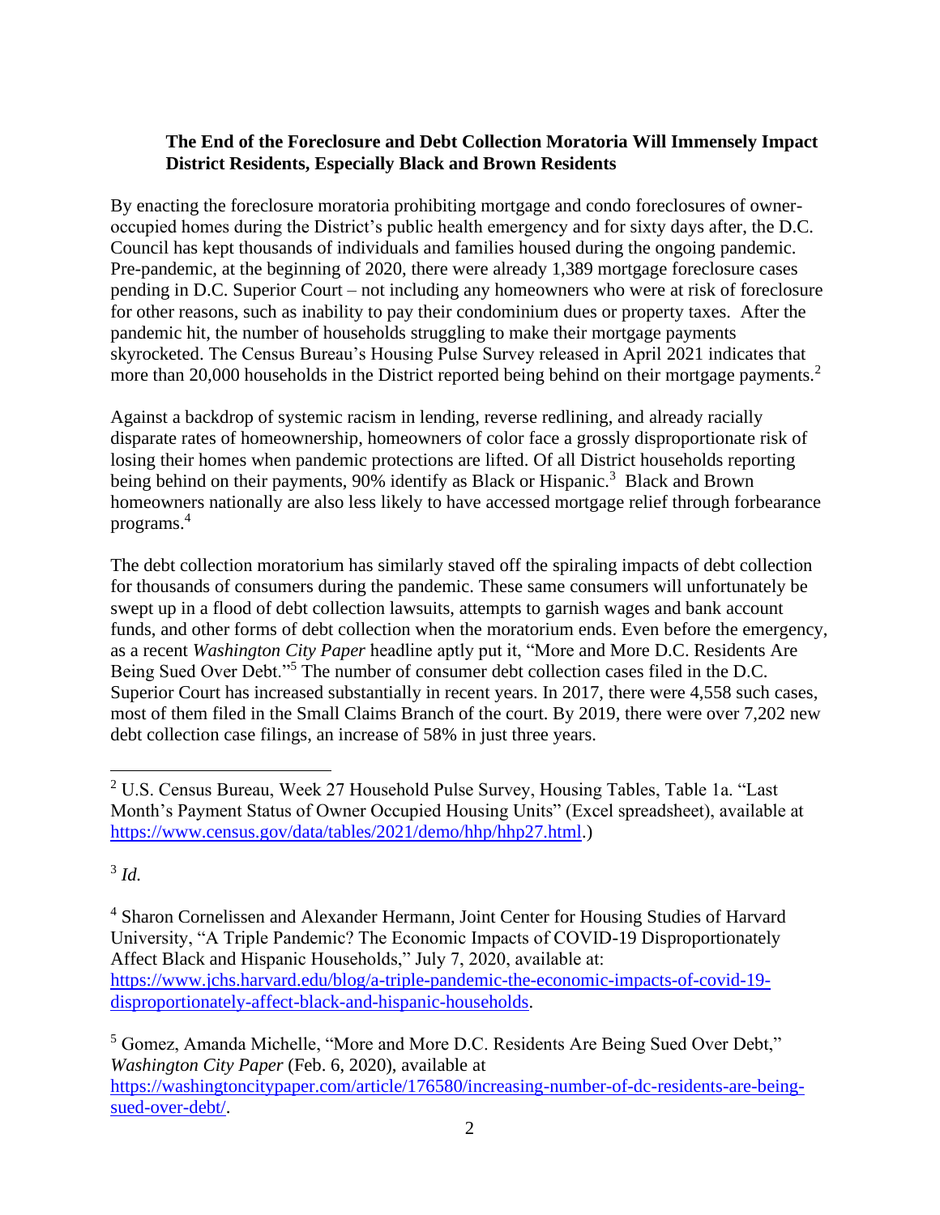### The End of the Foreclosure and Debt Collection Moratoria Will Immensely Impact District Residents, Especially Black and Brown Residents

By enacting the foreclosure moratoria prohibiting mortgage and condo foreclosures of owner-occupied homes during the District's public health emergency and for sixty days after, the D.C. Council has kept thousands of individuals and families housed during the ongoing pandemic. Pre-pandemic, at the beginning of 2020, there were already 1,389 mortgage foreclosure cases pending in D.C. Superior Court – not including any homeowners who were at risk of foreclosure for other reasons, such as inability to pay their condominium dues or property taxes. After the pandemic hit, the number of households struggling to make their mortgage payments skyrocketed. The Census Bureau's Housing Pulse Survey released in April 2021 indicates that more than 20,000 households in the District reported being behind on their mortgage payments.[2]

Against a backdrop of systemic racism in lending, reverse redlining, and already racially disparate rates of homeownership, homeowners of color face a grossly disproportionate risk of losing their homes when pandemic protections are lifted. Of all District households reporting being behind on their payments, 90% identify as Black or Hispanic.[3] Black and Brown homeowners nationally are also less likely to have accessed mortgage relief through forbearance programs.[4]

The debt collection moratorium has similarly staved off the spiraling impacts of debt collection for thousands of consumers during the pandemic. These same consumers will unfortunately be swept up in a flood of debt collection lawsuits, attempts to garnish wages and bank account funds, and other forms of debt collection when the moratorium ends. Even before the emergency, as a recent *Washington City Paper* headline aptly put it, "More and More D.C. Residents Are Being Sued Over Debt."[5] The number of consumer debt collection cases filed in the D.C. Superior Court has increased substantially in recent years. In 2017, there were 4,558 such cases, most of them filed in the Small Claims Branch of the court. By 2019, there were over 7,202 new debt collection case filings, an increase of 58% in just three years.

---

[2] U.S. Census Bureau, Week 27 Household Pulse Survey, Housing Tables, Table 1a. "Last Month's Payment Status of Owner Occupied Housing Units" (Excel spreadsheet), available at https://www.census.gov/data/tables/2021/demo/hhp/hhp27.html.)

[3] *Id.*

[4] Sharon Cornelissen and Alexander Hermann, Joint Center for Housing Studies of Harvard University, "A Triple Pandemic? The Economic Impacts of COVID-19 Disproportionately Affect Black and Hispanic Households," July 7, 2020, available at: https://www.jchs.harvard.edu/blog/a-triple-pandemic-the-economic-impacts-of-covid-19-disproportionately-affect-black-and-hispanic-households.

[5] Gomez, Amanda Michelle, "More and More D.C. Residents Are Being Sued Over Debt," *Washington City Paper* (Feb. 6, 2020), available at https://washingtoncitypaper.com/article/176580/increasing-number-of-dc-residents-are-being-sued-over-debt/.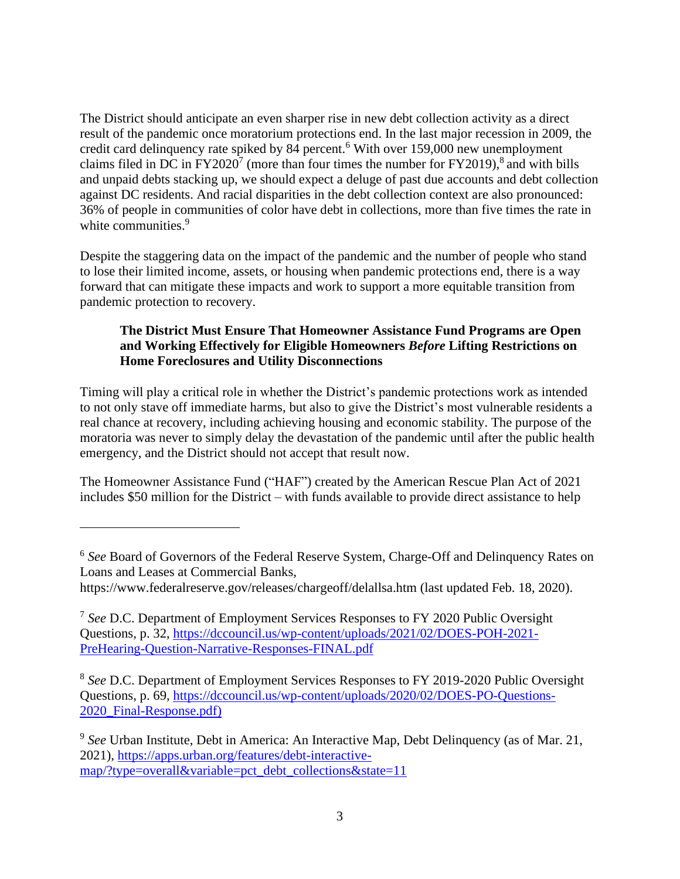The District should anticipate an even sharper rise in new debt collection activity as a direct result of the pandemic once moratorium protections end. In the last major recession in 2009, the credit card delinquency rate spiked by 84 percent.[6] With over 159,000 new unemployment claims filed in DC in FY2020[7] (more than four times the number for FY2019),[8] and with bills and unpaid debts stacking up, we should expect a deluge of past due accounts and debt collection against DC residents. And racial disparities in the debt collection context are also pronounced: 36% of people in communities of color have debt in collections, more than five times the rate in white communities.[9]

Despite the staggering data on the impact of the pandemic and the number of people who stand to lose their limited income, assets, or housing when pandemic protections end, there is a way forward that can mitigate these impacts and work to support a more equitable transition from pandemic protection to recovery.

**The District Must Ensure That Homeowner Assistance Fund Programs are Open and Working Effectively for Eligible Homeowners *Before* Lifting Restrictions on Home Foreclosures and Utility Disconnections**

Timing will play a critical role in whether the District's pandemic protections work as intended to not only stave off immediate harms, but also to give the District's most vulnerable residents a real chance at recovery, including achieving housing and economic stability. The purpose of the moratoria was never to simply delay the devastation of the pandemic until after the public health emergency, and the District should not accept that result now.

The Homeowner Assistance Fund ("HAF") created by the American Rescue Plan Act of 2021 includes $50 million for the District – with funds available to provide direct assistance to help

---

[6] *See* Board of Governors of the Federal Reserve System, Charge-Off and Delinquency Rates on Loans and Leases at Commercial Banks, https://www.federalreserve.gov/releases/chargeoff/delallsa.htm (last updated Feb. 18, 2020).

[7] *See* D.C. Department of Employment Services Responses to FY 2020 Public Oversight Questions, p. 32, https://dccouncil.us/wp-content/uploads/2021/02/DOES-POH-2021-PreHearing-Question-Narrative-Responses-FINAL.pdf

[8] *See* D.C. Department of Employment Services Responses to FY 2019-2020 Public Oversight Questions, p. 69, https://dccouncil.us/wp-content/uploads/2020/02/DOES-PO-Questions-2020_Final-Response.pdf)

[9] *See* Urban Institute, Debt in America: An Interactive Map, Debt Delinquency (as of Mar. 21, 2021), https://apps.urban.org/features/debt-interactive-map/?type=overall&variable=pct_debt_collections&state=11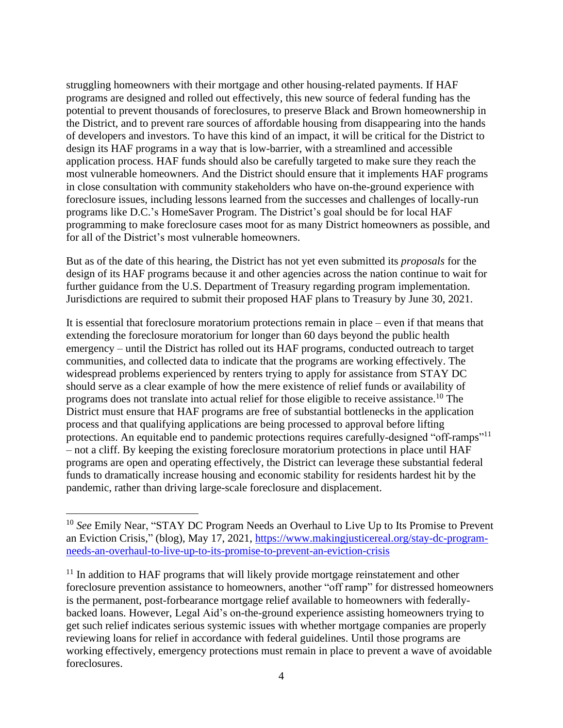struggling homeowners with their mortgage and other housing-related payments. If HAF programs are designed and rolled out effectively, this new source of federal funding has the potential to prevent thousands of foreclosures, to preserve Black and Brown homeownership in the District, and to prevent rare sources of affordable housing from disappearing into the hands of developers and investors. To have this kind of an impact, it will be critical for the District to design its HAF programs in a way that is low-barrier, with a streamlined and accessible application process. HAF funds should also be carefully targeted to make sure they reach the most vulnerable homeowners. And the District should ensure that it implements HAF programs in close consultation with community stakeholders who have on-the-ground experience with foreclosure issues, including lessons learned from the successes and challenges of locally-run programs like D.C.'s HomeSaver Program. The District's goal should be for local HAF programming to make foreclosure cases moot for as many District homeowners as possible, and for all of the District's most vulnerable homeowners.

But as of the date of this hearing, the District has not yet even submitted its *proposals* for the design of its HAF programs because it and other agencies across the nation continue to wait for further guidance from the U.S. Department of Treasury regarding program implementation. Jurisdictions are required to submit their proposed HAF plans to Treasury by June 30, 2021.

It is essential that foreclosure moratorium protections remain in place – even if that means that extending the foreclosure moratorium for longer than 60 days beyond the public health emergency – until the District has rolled out its HAF programs, conducted outreach to target communities, and collected data to indicate that the programs are working effectively. The widespread problems experienced by renters trying to apply for assistance from STAY DC should serve as a clear example of how the mere existence of relief funds or availability of programs does not translate into actual relief for those eligible to receive assistance.[10] The District must ensure that HAF programs are free of substantial bottlenecks in the application process and that qualifying applications are being processed to approval before lifting protections. An equitable end to pandemic protections requires carefully-designed "off-ramps"[11] – not a cliff. By keeping the existing foreclosure moratorium protections in place until HAF programs are open and operating effectively, the District can leverage these substantial federal funds to dramatically increase housing and economic stability for residents hardest hit by the pandemic, rather than driving large-scale foreclosure and displacement.

---

[10] *See* Emily Near, "STAY DC Program Needs an Overhaul to Live Up to Its Promise to Prevent an Eviction Crisis," (blog), May 17, 2021, https://www.makingjusticereal.org/stay-dc-program-needs-an-overhaul-to-live-up-to-its-promise-to-prevent-an-eviction-crisis

[11] In addition to HAF programs that will likely provide mortgage reinstatement and other foreclosure prevention assistance to homeowners, another "off ramp" for distressed homeowners is the permanent, post-forbearance mortgage relief available to homeowners with federally-backed loans. However, Legal Aid's on-the-ground experience assisting homeowners trying to get such relief indicates serious systemic issues with whether mortgage companies are properly reviewing loans for relief in accordance with federal guidelines. Until those programs are working effectively, emergency protections must remain in place to prevent a wave of avoidable foreclosures.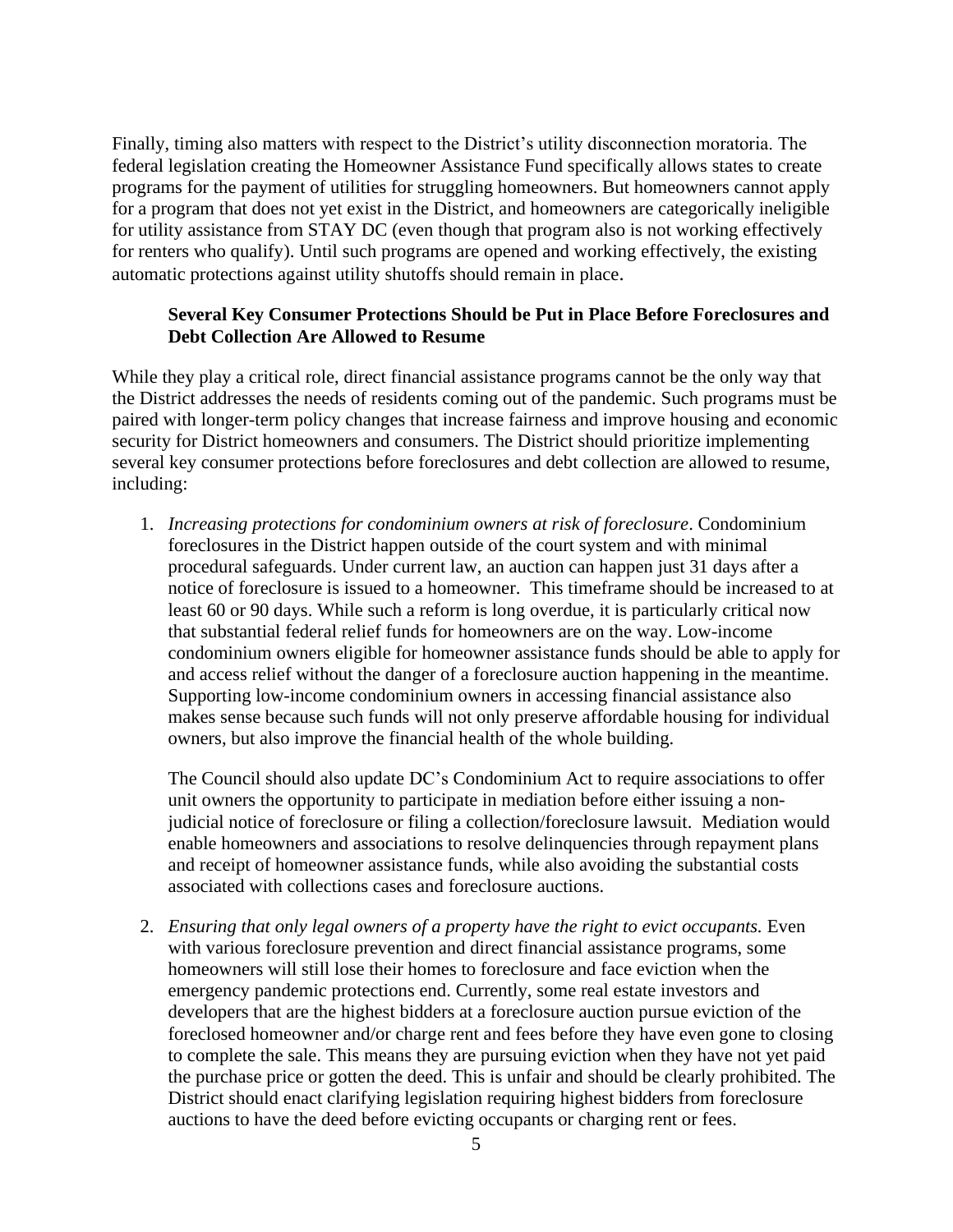Finally, timing also matters with respect to the District's utility disconnection moratoria. The federal legislation creating the Homeowner Assistance Fund specifically allows states to create programs for the payment of utilities for struggling homeowners. But homeowners cannot apply for a program that does not yet exist in the District, and homeowners are categorically ineligible for utility assistance from STAY DC (even though that program also is not working effectively for renters who qualify). Until such programs are opened and working effectively, the existing automatic protections against utility shutoffs should remain in place.

### Several Key Consumer Protections Should be Put in Place Before Foreclosures and Debt Collection Are Allowed to Resume

While they play a critical role, direct financial assistance programs cannot be the only way that the District addresses the needs of residents coming out of the pandemic. Such programs must be paired with longer-term policy changes that increase fairness and improve housing and economic security for District homeowners and consumers. The District should prioritize implementing several key consumer protections before foreclosures and debt collection are allowed to resume, including:

1. *Increasing protections for condominium owners at risk of foreclosure*. Condominium foreclosures in the District happen outside of the court system and with minimal procedural safeguards. Under current law, an auction can happen just 31 days after a notice of foreclosure is issued to a homeowner. This timeframe should be increased to at least 60 or 90 days. While such a reform is long overdue, it is particularly critical now that substantial federal relief funds for homeowners are on the way. Low-income condominium owners eligible for homeowner assistance funds should be able to apply for and access relief without the danger of a foreclosure auction happening in the meantime. Supporting low-income condominium owners in accessing financial assistance also makes sense because such funds will not only preserve affordable housing for individual owners, but also improve the financial health of the whole building.

   The Council should also update DC's Condominium Act to require associations to offer unit owners the opportunity to participate in mediation before either issuing a non-judicial notice of foreclosure or filing a collection/foreclosure lawsuit. Mediation would enable homeowners and associations to resolve delinquencies through repayment plans and receipt of homeowner assistance funds, while also avoiding the substantial costs associated with collections cases and foreclosure auctions.

2. *Ensuring that only legal owners of a property have the right to evict occupants.* Even with various foreclosure prevention and direct financial assistance programs, some homeowners will still lose their homes to foreclosure and face eviction when the emergency pandemic protections end. Currently, some real estate investors and developers that are the highest bidders at a foreclosure auction pursue eviction of the foreclosed homeowner and/or charge rent and fees before they have even gone to closing to complete the sale. This means they are pursuing eviction when they have not yet paid the purchase price or gotten the deed. This is unfair and should be clearly prohibited. The District should enact clarifying legislation requiring highest bidders from foreclosure auctions to have the deed before evicting occupants or charging rent or fees.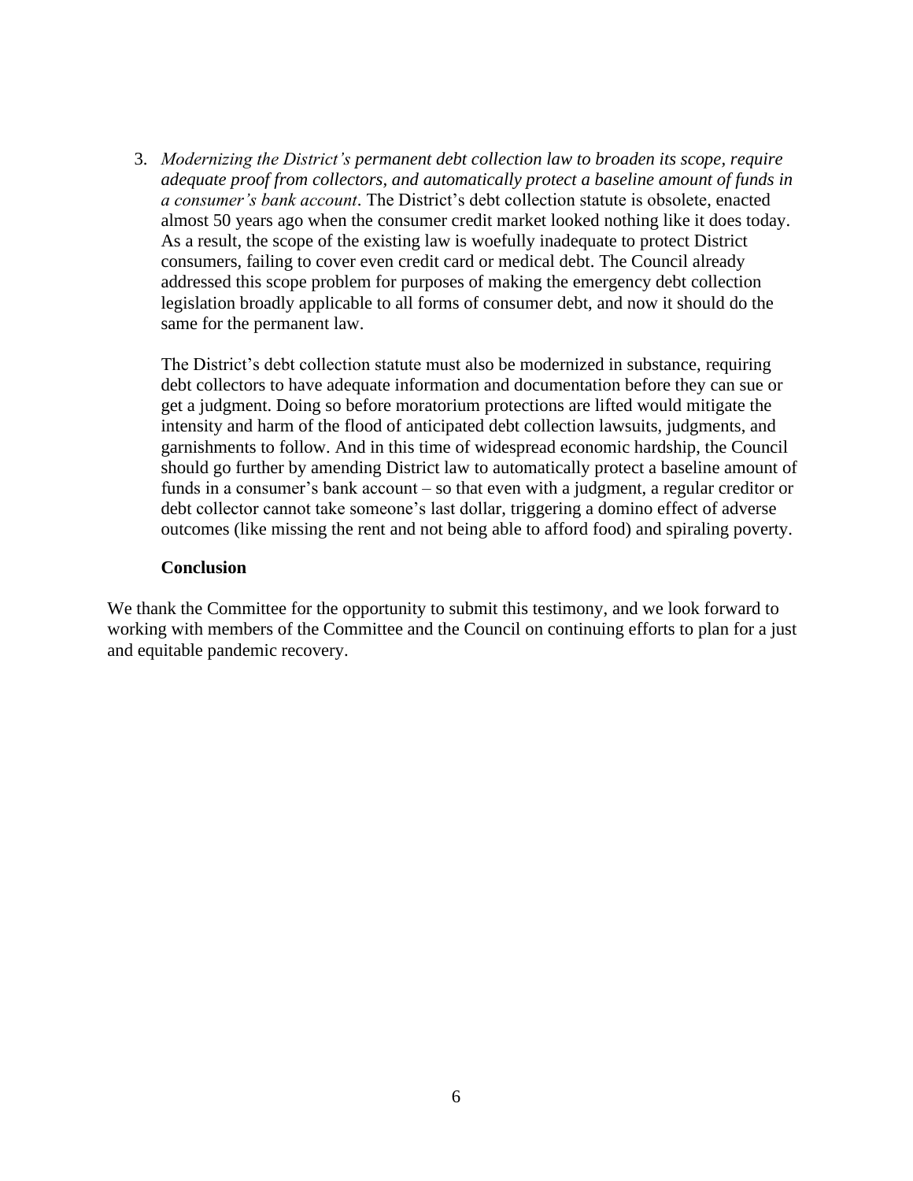3. *Modernizing the District's permanent debt collection law to broaden its scope, require adequate proof from collectors, and automatically protect a baseline amount of funds in a consumer's bank account*. The District's debt collection statute is obsolete, enacted almost 50 years ago when the consumer credit market looked nothing like it does today. As a result, the scope of the existing law is woefully inadequate to protect District consumers, failing to cover even credit card or medical debt. The Council already addressed this scope problem for purposes of making the emergency debt collection legislation broadly applicable to all forms of consumer debt, and now it should do the same for the permanent law.

   The District's debt collection statute must also be modernized in substance, requiring debt collectors to have adequate information and documentation before they can sue or get a judgment. Doing so before moratorium protections are lifted would mitigate the intensity and harm of the flood of anticipated debt collection lawsuits, judgments, and garnishments to follow. And in this time of widespread economic hardship, the Council should go further by amending District law to automatically protect a baseline amount of funds in a consumer's bank account – so that even with a judgment, a regular creditor or debt collector cannot take someone's last dollar, triggering a domino effect of adverse outcomes (like missing the rent and not being able to afford food) and spiraling poverty.

**Conclusion**

We thank the Committee for the opportunity to submit this testimony, and we look forward to working with members of the Committee and the Council on continuing efforts to plan for a just and equitable pandemic recovery.